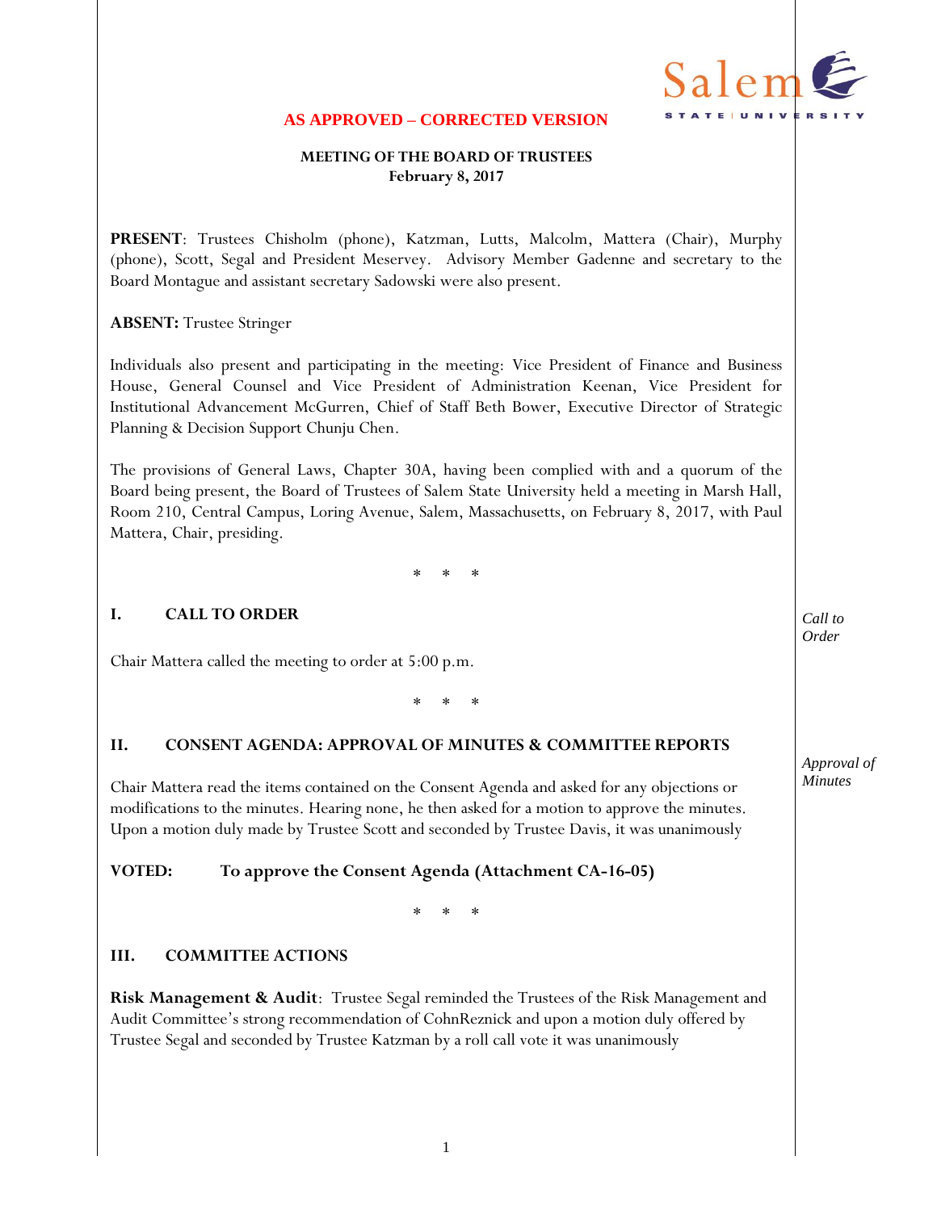**AS APPROVED – CORRECTED VERSION**

**MEETING OF THE BOARD OF TRUSTEES**
**February 8, 2017**

**PRESENT**: Trustees Chisholm (phone), Katzman, Lutts, Malcolm, Mattera (Chair), Murphy (phone), Scott, Segal and President Meservey. Advisory Member Gadenne and secretary to the Board Montague and assistant secretary Sadowski were also present.

**ABSENT:** Trustee Stringer

Individuals also present and participating in the meeting: Vice President of Finance and Business House, General Counsel and Vice President of Administration Keenan, Vice President for Institutional Advancement McGurren, Chief of Staff Beth Bower, Executive Director of Strategic Planning & Decision Support Chunju Chen.

The provisions of General Laws, Chapter 30A, having been complied with and a quorum of the Board being present, the Board of Trustees of Salem State University held a meeting in Marsh Hall, Room 210, Central Campus, Loring Avenue, Salem, Massachusetts, on February 8, 2017, with Paul Mattera, Chair, presiding.

\* \* \*

## I. CALL TO ORDER

*Call to Order*

Chair Mattera called the meeting to order at 5:00 p.m.

\* \* \*

## II. CONSENT AGENDA: APPROVAL OF MINUTES & COMMITTEE REPORTS

*Approval of Minutes*

Chair Mattera read the items contained on the Consent Agenda and asked for any objections or modifications to the minutes. Hearing none, he then asked for a motion to approve the minutes. Upon a motion duly made by Trustee Scott and seconded by Trustee Davis, it was unanimously

**VOTED: To approve the Consent Agenda (Attachment CA-16-05)**

\* \* \*

## III. COMMITTEE ACTIONS

**Risk Management & Audit**: Trustee Segal reminded the Trustees of the Risk Management and Audit Committee's strong recommendation of CohnReznick and upon a motion duly offered by Trustee Segal and seconded by Trustee Katzman by a roll call vote it was unanimously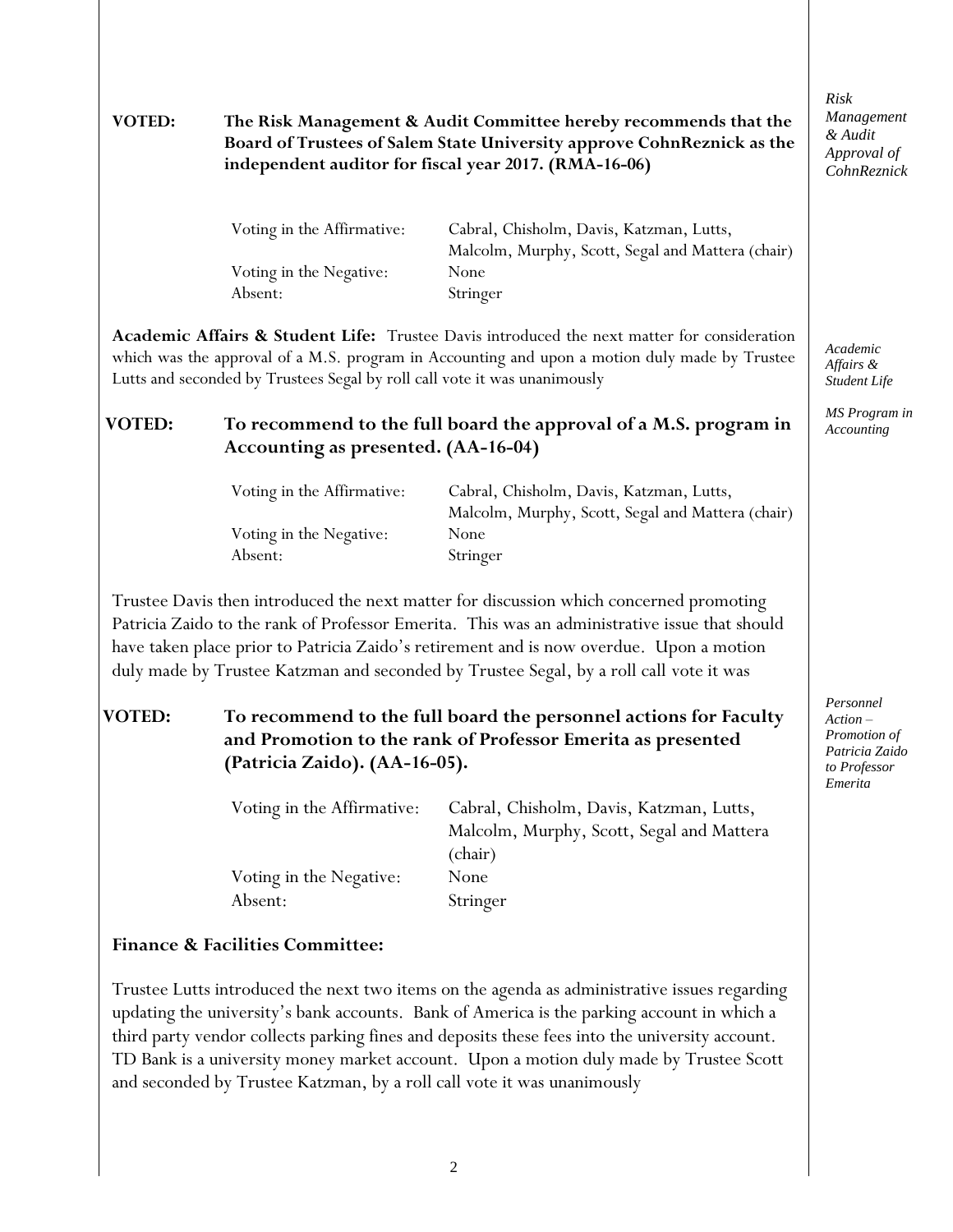*Risk Management & Audit Approval of CohnReznick*

**VOTED:** **The Risk Management & Audit Committee hereby recommends that the Board of Trustees of Salem State University approve CohnReznick as the independent auditor for fiscal year 2017. (RMA-16-06)**

| | |
|---|---|
| Voting in the Affirmative: | Cabral, Chisholm, Davis, Katzman, Lutts, Malcolm, Murphy, Scott, Segal and Mattera (chair) |
| Voting in the Negative: | None |
| Absent: | Stringer |

*Academic Affairs & Student Life*

*MS Program in Accounting*

**Academic Affairs & Student Life:** Trustee Davis introduced the next matter for consideration which was the approval of a M.S. program in Accounting and upon a motion duly made by Trustee Lutts and seconded by Trustees Segal by roll call vote it was unanimously

**VOTED:** **To recommend to the full board the approval of a M.S. program in Accounting as presented. (AA-16-04)**

| | |
|---|---|
| Voting in the Affirmative: | Cabral, Chisholm, Davis, Katzman, Lutts, Malcolm, Murphy, Scott, Segal and Mattera (chair) |
| Voting in the Negative: | None |
| Absent: | Stringer |

Trustee Davis then introduced the next matter for discussion which concerned promoting Patricia Zaido to the rank of Professor Emerita. This was an administrative issue that should have taken place prior to Patricia Zaido's retirement and is now overdue. Upon a motion duly made by Trustee Katzman and seconded by Trustee Segal, by a roll call vote it was

*Personnel Action – Promotion of Patricia Zaido to Professor Emerita*

**VOTED:** **To recommend to the full board the personnel actions for Faculty and Promotion to the rank of Professor Emerita as presented (Patricia Zaido). (AA-16-05).**

| | |
|---|---|
| Voting in the Affirmative: | Cabral, Chisholm, Davis, Katzman, Lutts, Malcolm, Murphy, Scott, Segal and Mattera (chair) |
| Voting in the Negative: | None |
| Absent: | Stringer |

**Finance & Facilities Committee:**

Trustee Lutts introduced the next two items on the agenda as administrative issues regarding updating the university's bank accounts. Bank of America is the parking account in which a third party vendor collects parking fines and deposits these fees into the university account. TD Bank is a university money market account. Upon a motion duly made by Trustee Scott and seconded by Trustee Katzman, by a roll call vote it was unanimously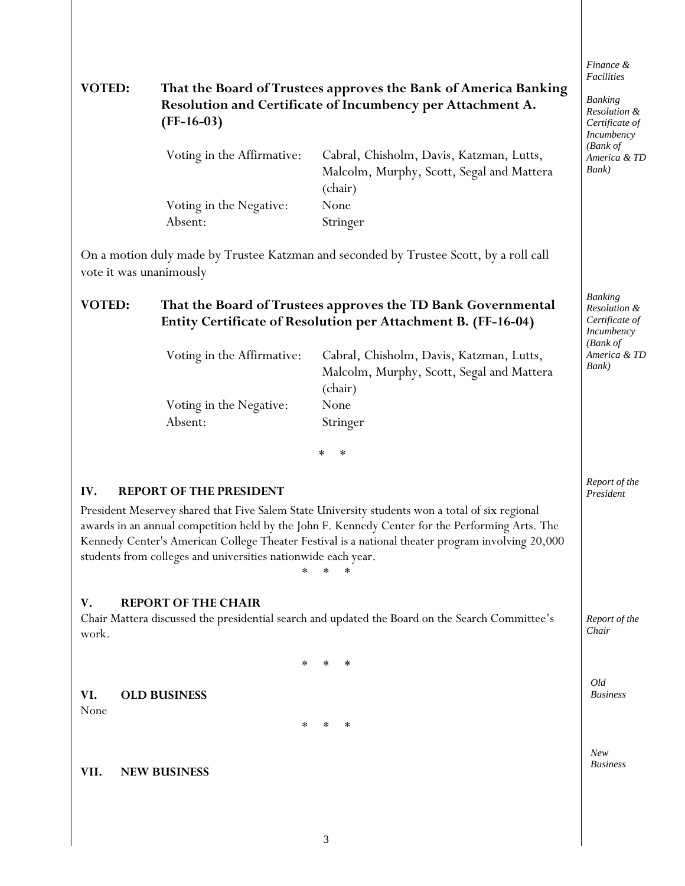*Finance & Facilities*

*Banking Resolution & Certificate of Incumbency (Bank of America & TD Bank)*

**VOTED: That the Board of Trustees approves the Bank of America Banking Resolution and Certificate of Incumbency per Attachment A. (FF-16-03)**

| | |
|---|---|
| Voting in the Affirmative: | Cabral, Chisholm, Davis, Katzman, Lutts, Malcolm, Murphy, Scott, Segal and Mattera (chair) |
| Voting in the Negative: | None |
| Absent: | Stringer |

On a motion duly made by Trustee Katzman and seconded by Trustee Scott, by a roll call vote it was unanimously

*Banking Resolution & Certificate of Incumbency (Bank of America & TD Bank)*

**VOTED: That the Board of Trustees approves the TD Bank Governmental Entity Certificate of Resolution per Attachment B. (FF-16-04)**

| | |
|---|---|
| Voting in the Affirmative: | Cabral, Chisholm, Davis, Katzman, Lutts, Malcolm, Murphy, Scott, Segal and Mattera (chair) |
| Voting in the Negative: | None |
| Absent: | Stringer |

\* \*

## IV. REPORT OF THE PRESIDENT

*Report of the President*

President Meservey shared that Five Salem State University students won a total of six regional awards in an annual competition held by the John F. Kennedy Center for the Performing Arts. The Kennedy Center's American College Theater Festival is a national theater program involving 20,000 students from colleges and universities nationwide each year.

\* \* \*

## V. REPORT OF THE CHAIR

*Report of the Chair*

Chair Mattera discussed the presidential search and updated the Board on the Search Committee's work.

\* \* \*

## VI. OLD BUSINESS

*Old Business*

None

\* \* \*

## VII. NEW BUSINESS

*New Business*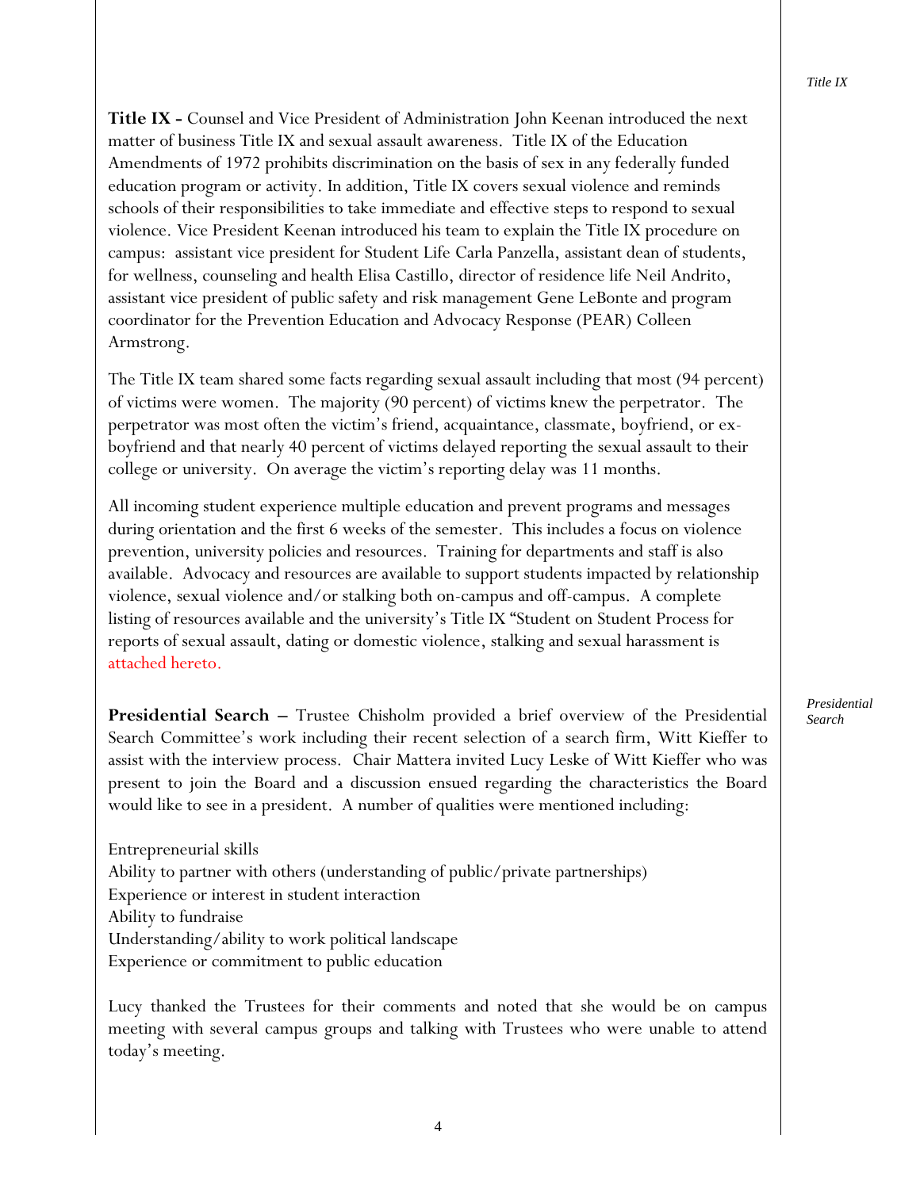*Title IX*

**Title IX -** Counsel and Vice President of Administration John Keenan introduced the next matter of business Title IX and sexual assault awareness. Title IX of the Education Amendments of 1972 prohibits discrimination on the basis of sex in any federally funded education program or activity. In addition, Title IX covers sexual violence and reminds schools of their responsibilities to take immediate and effective steps to respond to sexual violence. Vice President Keenan introduced his team to explain the Title IX procedure on campus: assistant vice president for Student Life Carla Panzella, assistant dean of students, for wellness, counseling and health Elisa Castillo, director of residence life Neil Andrito, assistant vice president of public safety and risk management Gene LeBonte and program coordinator for the Prevention Education and Advocacy Response (PEAR) Colleen Armstrong.

The Title IX team shared some facts regarding sexual assault including that most (94 percent) of victims were women. The majority (90 percent) of victims knew the perpetrator. The perpetrator was most often the victim's friend, acquaintance, classmate, boyfriend, or ex-boyfriend and that nearly 40 percent of victims delayed reporting the sexual assault to their college or university. On average the victim's reporting delay was 11 months.

All incoming student experience multiple education and prevent programs and messages during orientation and the first 6 weeks of the semester. This includes a focus on violence prevention, university policies and resources. Training for departments and staff is also available. Advocacy and resources are available to support students impacted by relationship violence, sexual violence and/or stalking both on-campus and off-campus. A complete listing of resources available and the university's Title IX "Student on Student Process for reports of sexual assault, dating or domestic violence, stalking and sexual harassment is attached hereto.

*Presidential Search*

**Presidential Search –** Trustee Chisholm provided a brief overview of the Presidential Search Committee's work including their recent selection of a search firm, Witt Kieffer to assist with the interview process. Chair Mattera invited Lucy Leske of Witt Kieffer who was present to join the Board and a discussion ensued regarding the characteristics the Board would like to see in a president. A number of qualities were mentioned including:

Entrepreneurial skills  
Ability to partner with others (understanding of public/private partnerships)  
Experience or interest in student interaction  
Ability to fundraise  
Understanding/ability to work political landscape  
Experience or commitment to public education

Lucy thanked the Trustees for their comments and noted that she would be on campus meeting with several campus groups and talking with Trustees who were unable to attend today's meeting.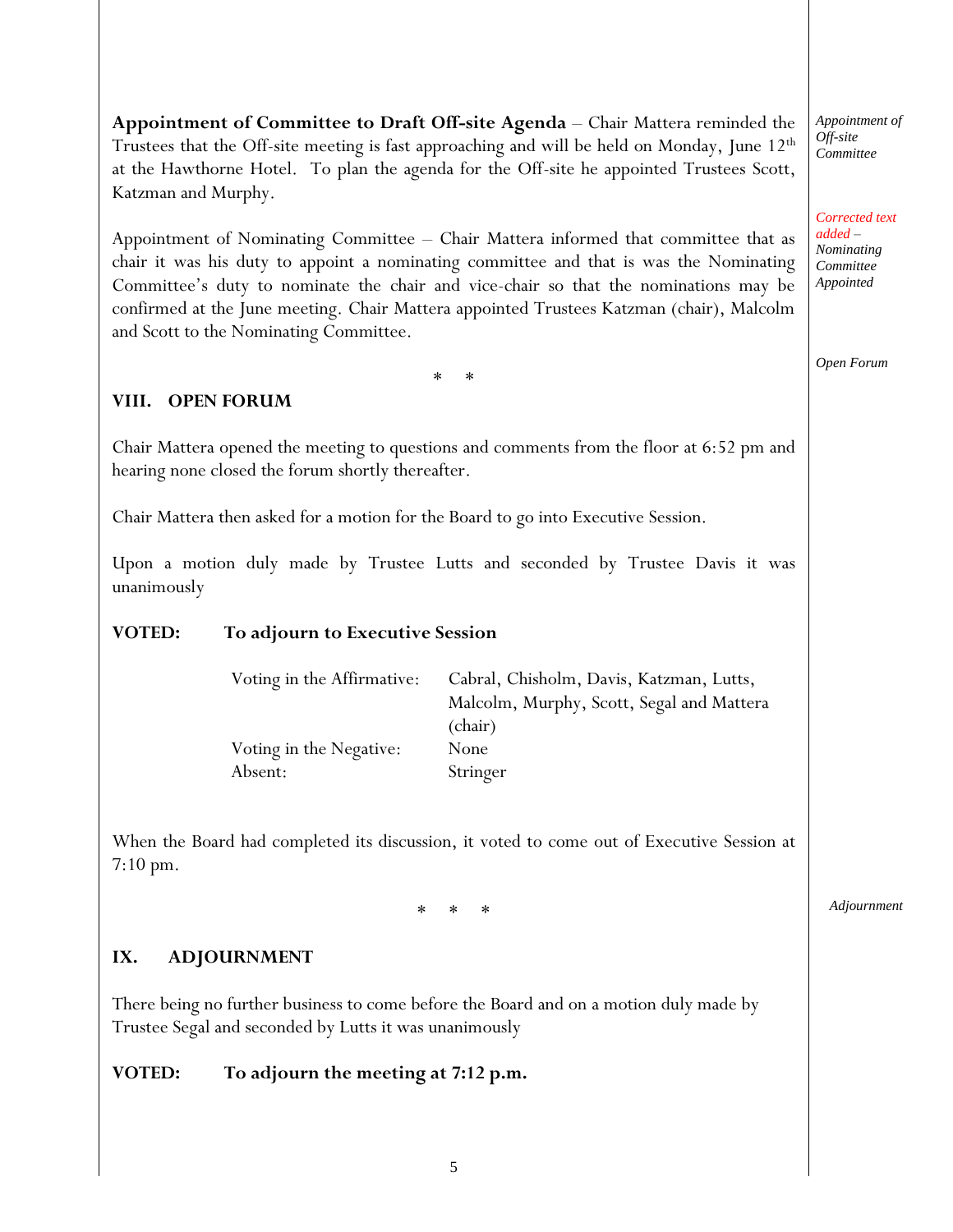**Appointment of Committee to Draft Off-site Agenda** – Chair Mattera reminded the Trustees that the Off-site meeting is fast approaching and will be held on Monday, June 12th at the Hawthorne Hotel. To plan the agenda for the Off-site he appointed Trustees Scott, Katzman and Murphy.

*Appointment of Off-site Committee*

Appointment of Nominating Committee – Chair Mattera informed that committee that as chair it was his duty to appoint a nominating committee and that is was the Nominating Committee's duty to nominate the chair and vice-chair so that the nominations may be confirmed at the June meeting. Chair Mattera appointed Trustees Katzman (chair), Malcolm and Scott to the Nominating Committee.

*Corrected text added – Nominating Committee Appointed*

\* \*

## VIII. OPEN FORUM

*Open Forum*

Chair Mattera opened the meeting to questions and comments from the floor at 6:52 pm and hearing none closed the forum shortly thereafter.

Chair Mattera then asked for a motion for the Board to go into Executive Session.

Upon a motion duly made by Trustee Lutts and seconded by Trustee Davis it was unanimously

**VOTED: To adjourn to Executive Session**

| | |
|---|---|
| Voting in the Affirmative: | Cabral, Chisholm, Davis, Katzman, Lutts, Malcolm, Murphy, Scott, Segal and Mattera (chair) |
| Voting in the Negative: | None |
| Absent: | Stringer |

When the Board had completed its discussion, it voted to come out of Executive Session at 7:10 pm.

\* \* \*

## IX. ADJOURNMENT

*Adjournment*

There being no further business to come before the Board and on a motion duly made by Trustee Segal and seconded by Lutts it was unanimously

**VOTED: To adjourn the meeting at 7:12 p.m.**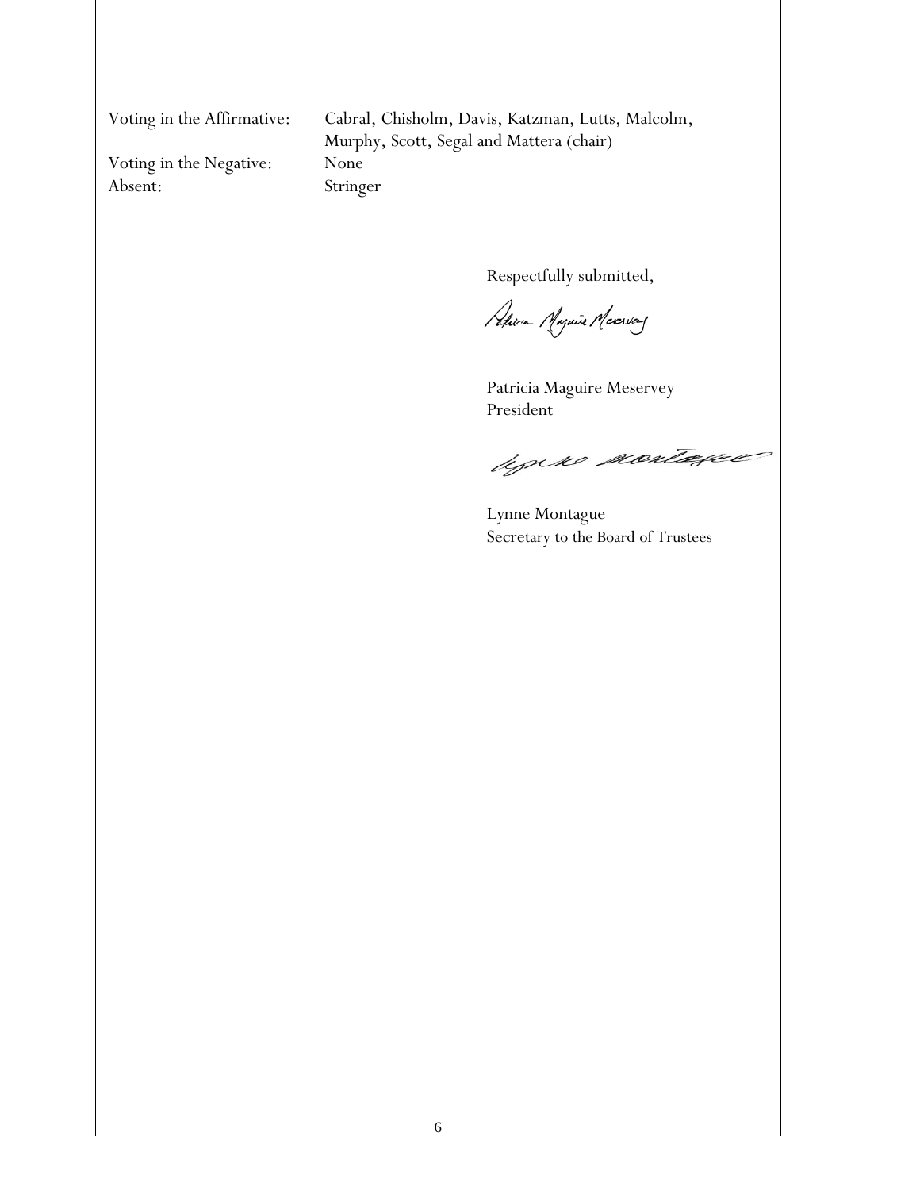| | |
|---|---|
| Voting in the Affirmative: | Cabral, Chisholm, Davis, Katzman, Lutts, Malcolm, Murphy, Scott, Segal and Mattera (chair) |
| Voting in the Negative: | None |
| Absent: | Stringer |

Respectfully submitted,

Patricia Maguire Meservey
President

Lynne Montague
Secretary to the Board of Trustees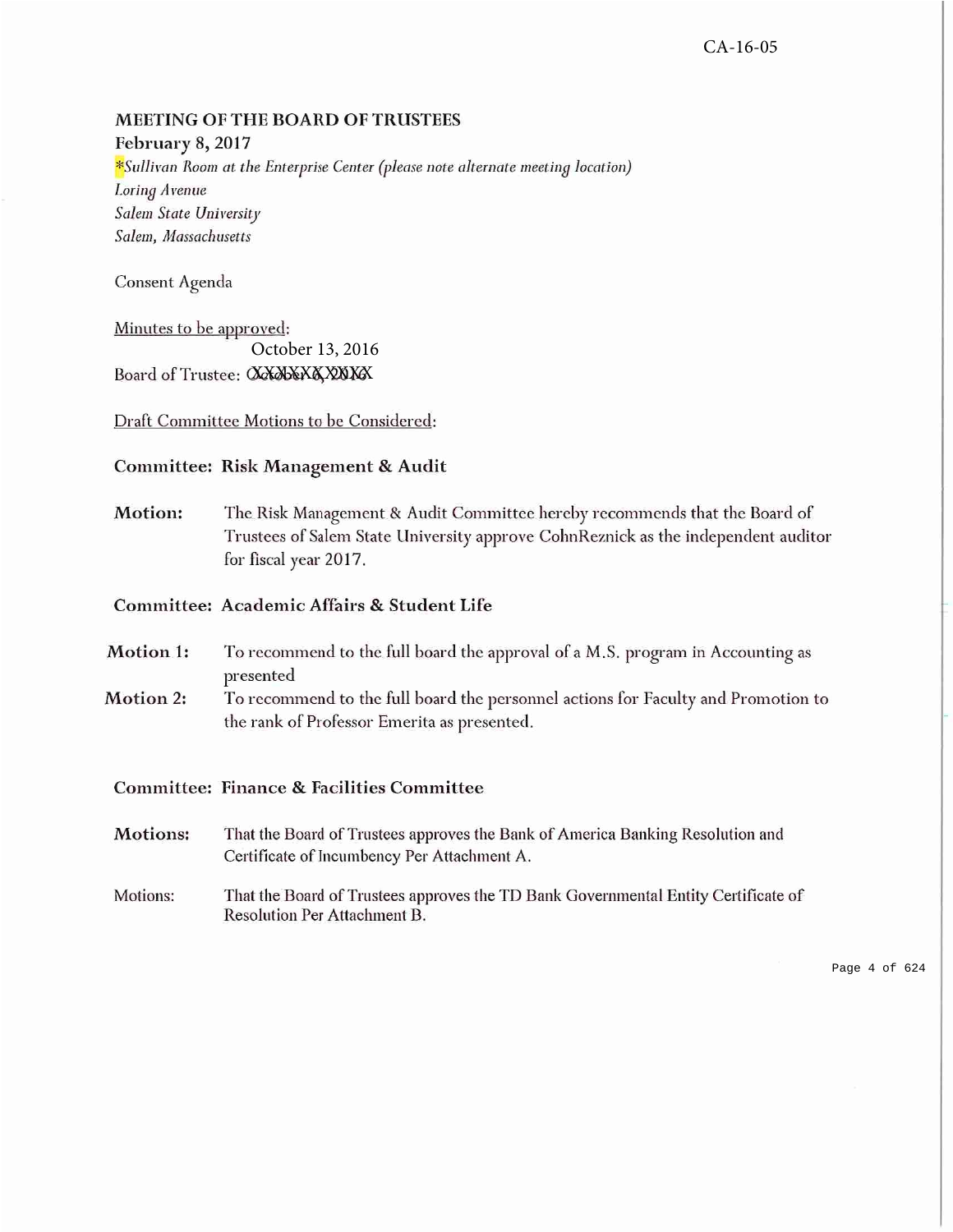CA-16-05

**MEETING OF THE BOARD OF TRUSTEES**
**February 8, 2017**
*\*Sullivan Room at the Enterprise Center (please note alternate meeting location)*
*Loring Avenue*
*Salem State University*
*Salem, Massachusetts*

Consent Agenda

Minutes to be approved:
October 13, 2016
Board of Trustee: XXXXXX,XXXX

Draft Committee Motions to be Considered:

**Committee: Risk Management & Audit**

**Motion:** The Risk Management & Audit Committee hereby recommends that the Board of Trustees of Salem State University approve CohnReznick as the independent auditor for fiscal year 2017.

**Committee: Academic Affairs & Student Life**

**Motion 1:** To recommend to the full board the approval of a M.S. program in Accounting as presented

**Motion 2:** To recommend to the full board the personnel actions for Faculty and Promotion to the rank of Professor Emerita as presented.

**Committee: Finance & Facilities Committee**

**Motions:** That the Board of Trustees approves the Bank of America Banking Resolution and Certificate of Incumbency Per Attachment A.

Motions: That the Board of Trustees approves the TD Bank Governmental Entity Certificate of Resolution Per Attachment B.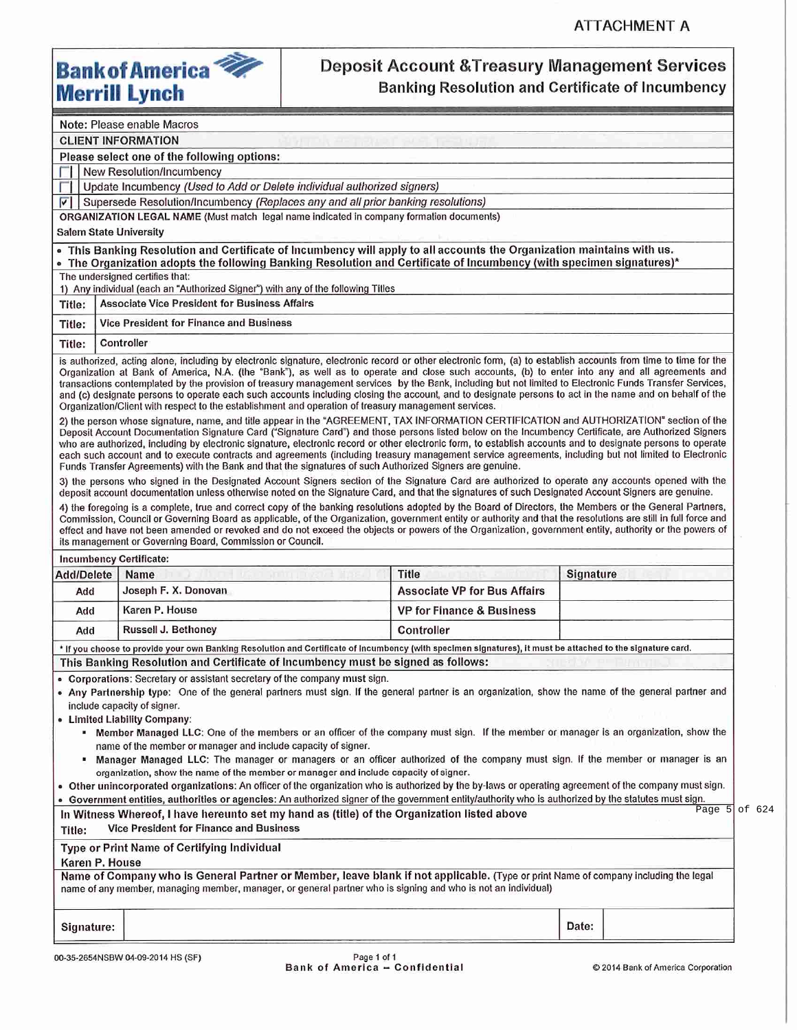ATTACHMENT A

**Bank of America Merrill Lynch**

# Deposit Account & Treasury Management Services
## Banking Resolution and Certificate of Incumbency

**Note:** Please enable Macros

**CLIENT INFORMATION**

**Please select one of the following options:**

- ☐ New Resolution/Incumbency
- ☐ Update Incumbency *(Used to Add or Delete individual authorized signers)*
- ☑ Supersede Resolution/Incumbency *(Replaces any and all prior banking resolutions)*

**ORGANIZATION LEGAL NAME** (Must match legal name indicated in company formation documents)

**Salem State University**

- **This Banking Resolution and Certificate of Incumbency will apply to all accounts the Organization maintains with us.**
- **The Organization adopts the following Banking Resolution and Certificate of Incumbency (with specimen signatures)***

The undersigned certifies that:

1) Any individual (each an "Authorized Signer") with any of the following Titles

| Title: | Associate Vice President for Business Affairs |
|---|---|
| Title: | Vice President for Finance and Business |
| Title: | Controller |

is authorized, acting alone, including by electronic signature, electronic record or other electronic form, (a) to establish accounts from time to time for the Organization at Bank of America, N.A. (the "Bank"), as well as to operate and close such accounts, (b) to enter into any and all agreements and transactions contemplated by the provision of treasury management services by the Bank, including but not limited to Electronic Funds Transfer Services, and (c) designate persons to operate each such accounts including closing the account, and to designate persons to act in the name and on behalf of the Organization/Client with respect to the establishment and operation of treasury management services.

2) the person whose signature, name, and title appear in the "AGREEMENT, TAX INFORMATION CERTIFICATION and AUTHORIZATION" section of the Deposit Account Documentation Signature Card ("Signature Card") and those persons listed below on the Incumbency Certificate, are Authorized Signers who are authorized, including by electronic signature, electronic record or other electronic form, to establish accounts and to designate persons to operate each such account and to execute contracts and agreements (including treasury management service agreements, including but not limited to Electronic Funds Transfer Agreements) with the Bank and that the signatures of such Authorized Signers are genuine.

3) the persons who signed in the Designated Account Signers section of the Signature Card are authorized to operate any accounts opened with the deposit account documentation unless otherwise noted on the Signature Card, and that the signatures of such Designated Account Signers are genuine.

4) the foregoing is a complete, true and correct copy of the banking resolutions adopted by the Board of Directors, the Members or the General Partners, Commission, Council or Governing Board as applicable, of the Organization, government entity or authority and that the resolutions are still in full force and effect and have not been amended or revoked and do not exceed the objects or powers of the Organization, government entity, authority or the powers of its management or Governing Board, Commission or Council.

**Incumbency Certificate:**

| Add/Delete | Name | Title | Signature |
|---|---|---|---|
| Add | Joseph F. X. Donovan | Associate VP for Bus Affairs | |
| Add | Karen P. House | VP for Finance & Business | |
| Add | Russell J. Bethoney | Controller | |

**\* If you choose to provide your own Banking Resolution and Certificate of Incumbency (with specimen signatures), it must be attached to the signature card.**

**This Banking Resolution and Certificate of Incumbency must be signed as follows:**

- **Corporations**: Secretary or assistant secretary of the company must sign.
- **Any Partnership type**: One of the general partners must sign. If the general partner is an organization, show the name of the general partner and include capacity of signer.
- **Limited Liability Company**:
  - **Member Managed LLC**: One of the members or an officer of the company must sign. If the member or manager is an organization, show the name of the member or manager and include capacity of signer.
  - **Manager Managed LLC**: The manager or managers or an officer authorized of the company must sign. If the member or manager is an organization, show the name of the member or manager and include capacity of signer.
- **Other unincorporated organizations**: An officer of the organization who is authorized by the by-laws or operating agreement of the company must sign.
- **Government entities, authorities or agencies**: An authorized signer of the government entity/authority who is authorized by the statutes must sign.

**In Witness Whereof, I have hereunto set my hand as (title) of the Organization listed above**

**Title:** Vice President for Finance and Business

**Type or Print Name of Certifying Individual**

**Karen P. House**

**Name of Company who is General Partner or Member, leave blank if not applicable.** (Type or print Name of company including the legal name of any member, managing member, manager, or general partner who is signing and who is not an individual)

| Signature: | | Date: | |
|---|---|---|---|

00-35-2654NSBW 04-09-2014 HS (SF)

Bank of America – Confidential

© 2014 Bank of America Corporation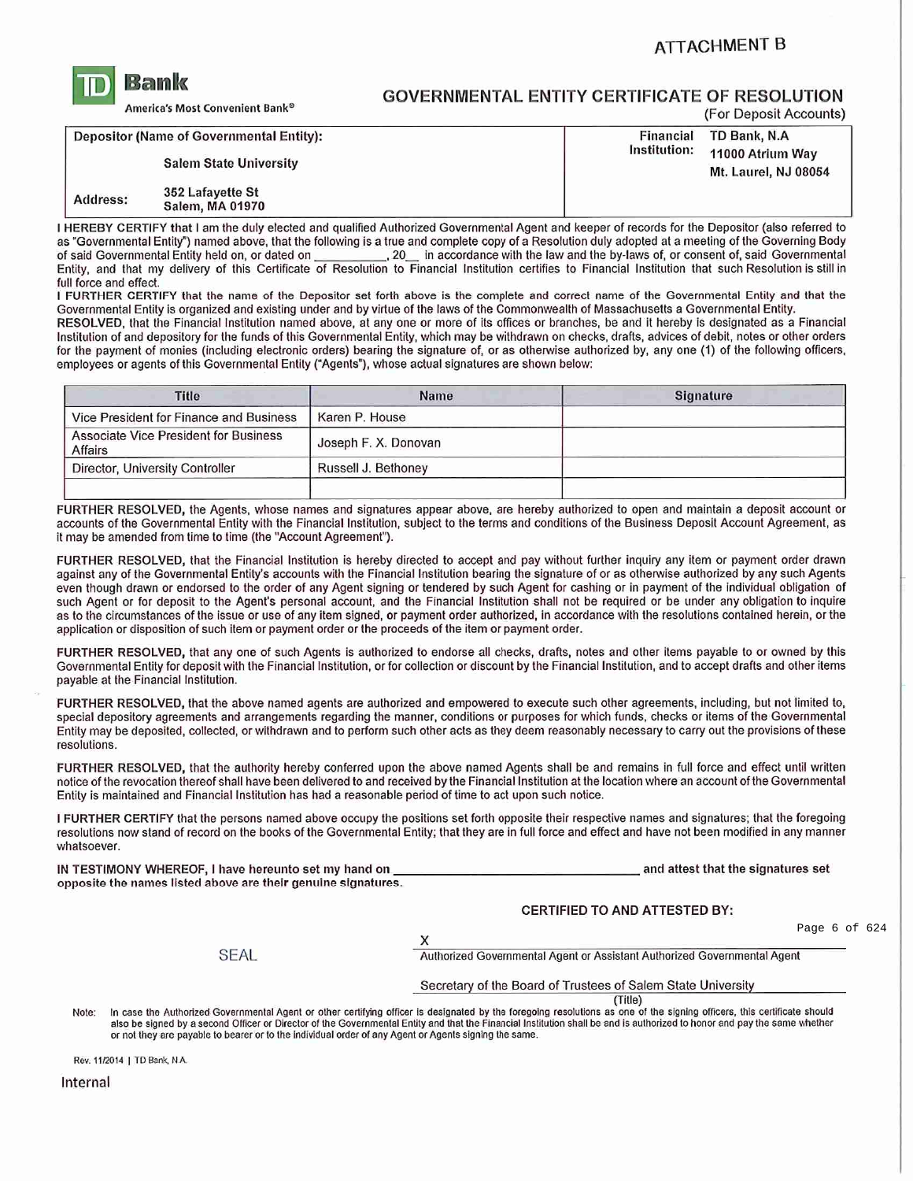ATTACHMENT B

**TD Bank**
America's Most Convenient Bank®

# GOVERNMENTAL ENTITY CERTIFICATE OF RESOLUTION
(For Deposit Accounts)

| | |
|---|---|
| **Depositor (Name of Governmental Entity):** Salem State University<br>**Address:** 352 Lafayette St, Salem, MA 01970 | **Financial Institution:** TD Bank, N.A, 11000 Atrium Way, Mt. Laurel, NJ 08054 |

**I HEREBY CERTIFY** that I am the duly elected and qualified Authorized Governmental Agent and keeper of records for the Depositor (also referred to as "Governmental Entity") named above, that the following is a true and complete copy of a Resolution duly adopted at a meeting of the Governing Body of said Governmental Entity held on, or dated on ___________, 20__ in accordance with the law and the by-laws of, or consent of, said Governmental Entity, and that my delivery of this Certificate of Resolution to Financial Institution certifies to Financial Institution that such Resolution is still in full force and effect.

**I FURTHER CERTIFY** that the name of the Depositor set forth above is the complete and correct name of the Governmental Entity and that the Governmental Entity is organized and existing under and by virtue of the laws of the Commonwealth of Massachusetts a Governmental Entity.

**RESOLVED,** that the Financial Institution named above, at any one or more of its offices or branches, be and it hereby is designated as a Financial Institution of and depository for the funds of this Governmental Entity, which may be withdrawn on checks, drafts, advices of debit, notes or other orders for the payment of monies (including electronic orders) bearing the signature of, or as otherwise authorized by, any one (1) of the following officers, employees or agents of this Governmental Entity ("Agents"), whose actual signatures are shown below:

| Title | Name | Signature |
|---|---|---|
| Vice President for Finance and Business | Karen P. House | |
| Associate Vice President for Business Affairs | Joseph F. X. Donovan | |
| Director, University Controller | Russell J. Bethoney | |
| | | |

**FURTHER RESOLVED,** the Agents, whose names and signatures appear above, are hereby authorized to open and maintain a deposit account or accounts of the Governmental Entity with the Financial Institution, subject to the terms and conditions of the Business Deposit Account Agreement, as it may be amended from time to time (the "Account Agreement").

**FURTHER RESOLVED,** that the Financial Institution is hereby directed to accept and pay without further inquiry any item or payment order drawn against any of the Governmental Entity's accounts with the Financial Institution bearing the signature of or as otherwise authorized by any such Agents even though drawn or endorsed to the order of any Agent signing or tendered by such Agent for cashing or in payment of the individual obligation of such Agent or for deposit to the Agent's personal account, and the Financial Institution shall not be required or be under any obligation to inquire as to the circumstances of the issue or use of any item signed, or payment order authorized, in accordance with the resolutions contained herein, or the application or disposition of such item or payment order or the proceeds of the item or payment order.

**FURTHER RESOLVED,** that any one of such Agents is authorized to endorse all checks, drafts, notes and other items payable to or owned by this Governmental Entity for deposit with the Financial Institution, or for collection or discount by the Financial Institution, and to accept drafts and other items payable at the Financial Institution.

**FURTHER RESOLVED,** that the above named agents are authorized and empowered to execute such other agreements, including, but not limited to, special depository agreements and arrangements regarding the manner, conditions or purposes for which funds, checks or items of the Governmental Entity may be deposited, collected, or withdrawn and to perform such other acts as they deem reasonably necessary to carry out the provisions of these resolutions.

**FURTHER RESOLVED,** that the authority hereby conferred upon the above named Agents shall be and remains in full force and effect until written notice of the revocation thereof shall have been delivered to and received by the Financial Institution at the location where an account of the Governmental Entity is maintained and Financial Institution has had a reasonable period of time to act upon such notice.

**I FURTHER CERTIFY** that the persons named above occupy the positions set forth opposite their respective names and signatures; that the foregoing resolutions now stand of record on the books of the Governmental Entity; that they are in full force and effect and have not been modified in any manner whatsoever.

**IN TESTIMONY WHEREOF, I have hereunto set my hand on** ________________________________ **and attest that the signatures set opposite the names listed above are their genuine signatures.**

**CERTIFIED TO AND ATTESTED BY:**

SEAL

X ________________________________
Authorized Governmental Agent or Assistant Authorized Governmental Agent

Secretary of the Board of Trustees of Salem State University
(Title)

Note: In case the Authorized Governmental Agent or other certifying officer is designated by the foregoing resolutions as one of the signing officers, this certificate should also be signed by a second Officer or Director of the Governmental Entity and that the Financial Institution shall be and is authorized to honor and pay the same whether or not they are payable to bearer or to the individual order of any Agent or Agents signing the same.

Rev. 11/2014 | TD Bank, N.A.

Internal